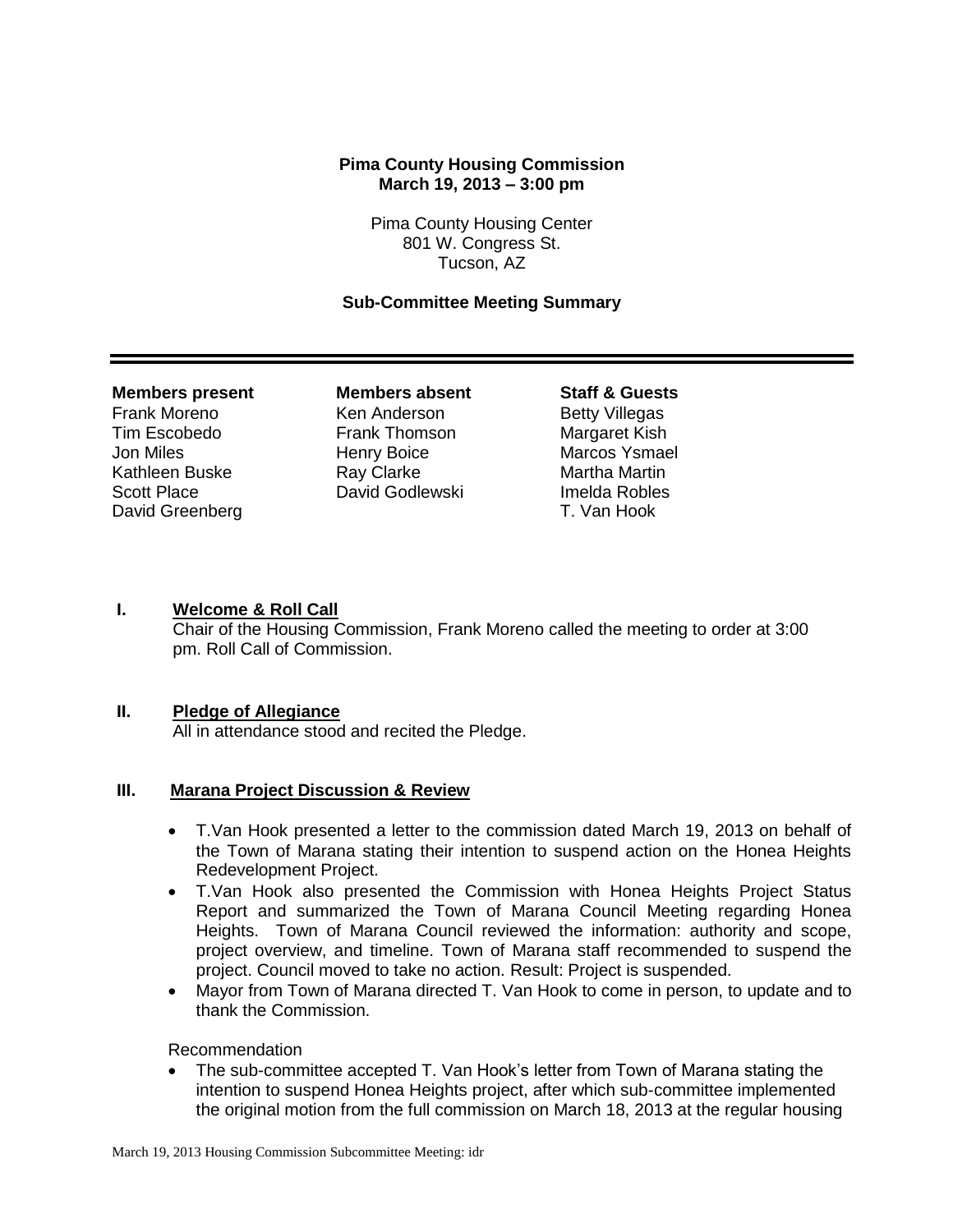**Pima County Housing Commission**
**March 19, 2013 – 3:00 pm**

Pima County Housing Center
801 W. Congress St.
Tucson, AZ

**Sub-Committee Meeting Summary**

---

| **Members present** | **Members absent** | **Staff & Guests** |
| --- | --- | --- |
| Frank Moreno | Ken Anderson | Betty Villegas |
| Tim Escobedo | Frank Thomson | Margaret Kish |
| Jon Miles | Henry Boice | Marcos Ysmael |
| Kathleen Buske | Ray Clarke | Martha Martin |
| Scott Place | David Godlewski | Imelda Robles |
| David Greenberg | | T. Van Hook |

## I. Welcome & Roll Call

Chair of the Housing Commission, Frank Moreno called the meeting to order at 3:00 pm. Roll Call of Commission.

## II. Pledge of Allegiance

All in attendance stood and recited the Pledge.

## III. Marana Project Discussion & Review

- T.Van Hook presented a letter to the commission dated March 19, 2013 on behalf of the Town of Marana stating their intention to suspend action on the Honea Heights Redevelopment Project.
- T.Van Hook also presented the Commission with Honea Heights Project Status Report and summarized the Town of Marana Council Meeting regarding Honea Heights. Town of Marana Council reviewed the information: authority and scope, project overview, and timeline. Town of Marana staff recommended to suspend the project. Council moved to take no action. Result: Project is suspended.
- Mayor from Town of Marana directed T. Van Hook to come in person, to update and to thank the Commission.

Recommendation

- The sub-committee accepted T. Van Hook's letter from Town of Marana stating the intention to suspend Honea Heights project, after which sub-committee implemented the original motion from the full commission on March 18, 2013 at the regular housing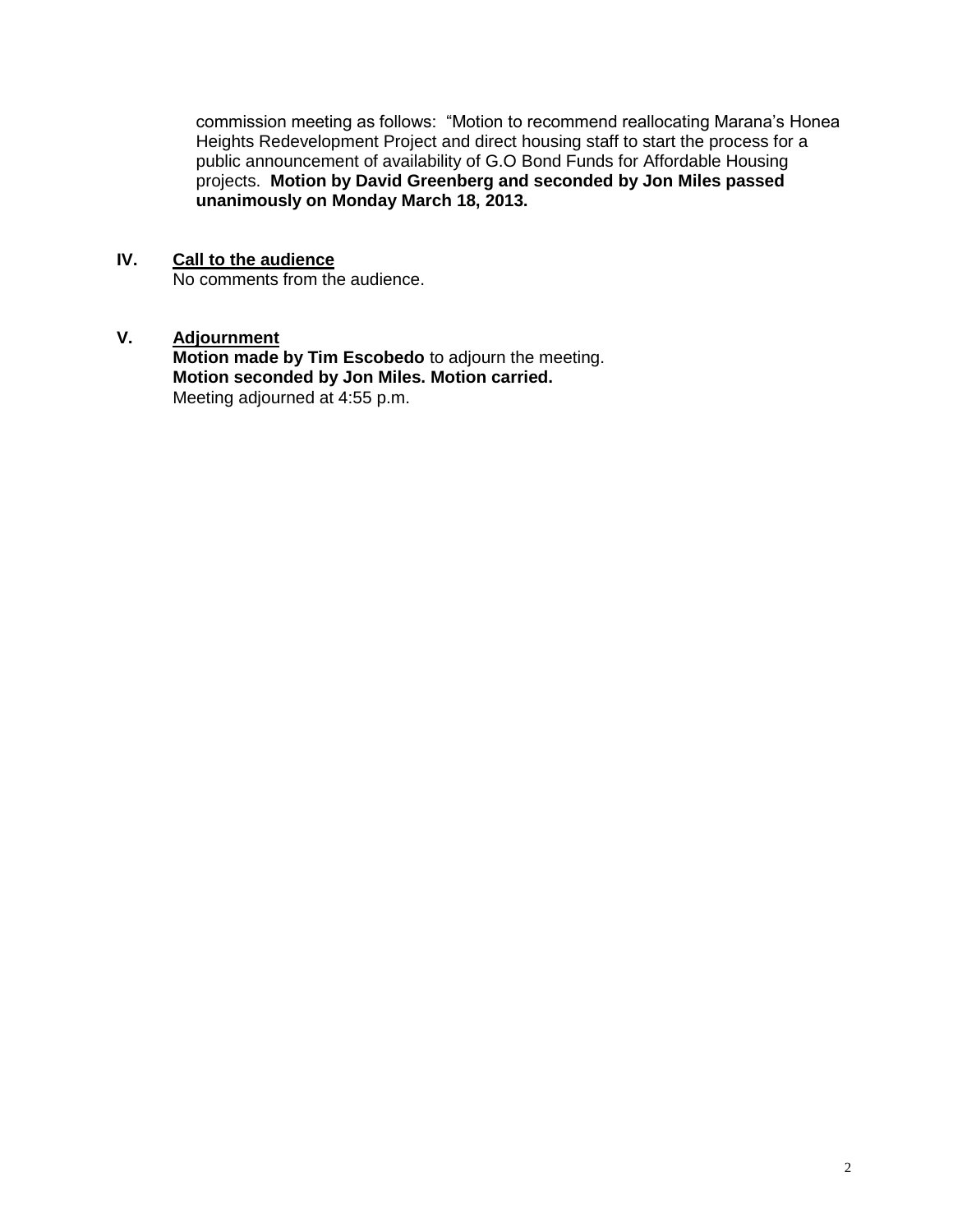commission meeting as follows: "Motion to recommend reallocating Marana's Honea Heights Redevelopment Project and direct housing staff to start the process for a public announcement of availability of G.O Bond Funds for Affordable Housing projects. **Motion by David Greenberg and seconded by Jon Miles passed unanimously on Monday March 18, 2013.**

**IV. Call to the audience**

No comments from the audience.

**V. Adjournment**

**Motion made by Tim Escobedo** to adjourn the meeting.
**Motion seconded by Jon Miles. Motion carried.**
Meeting adjourned at 4:55 p.m.